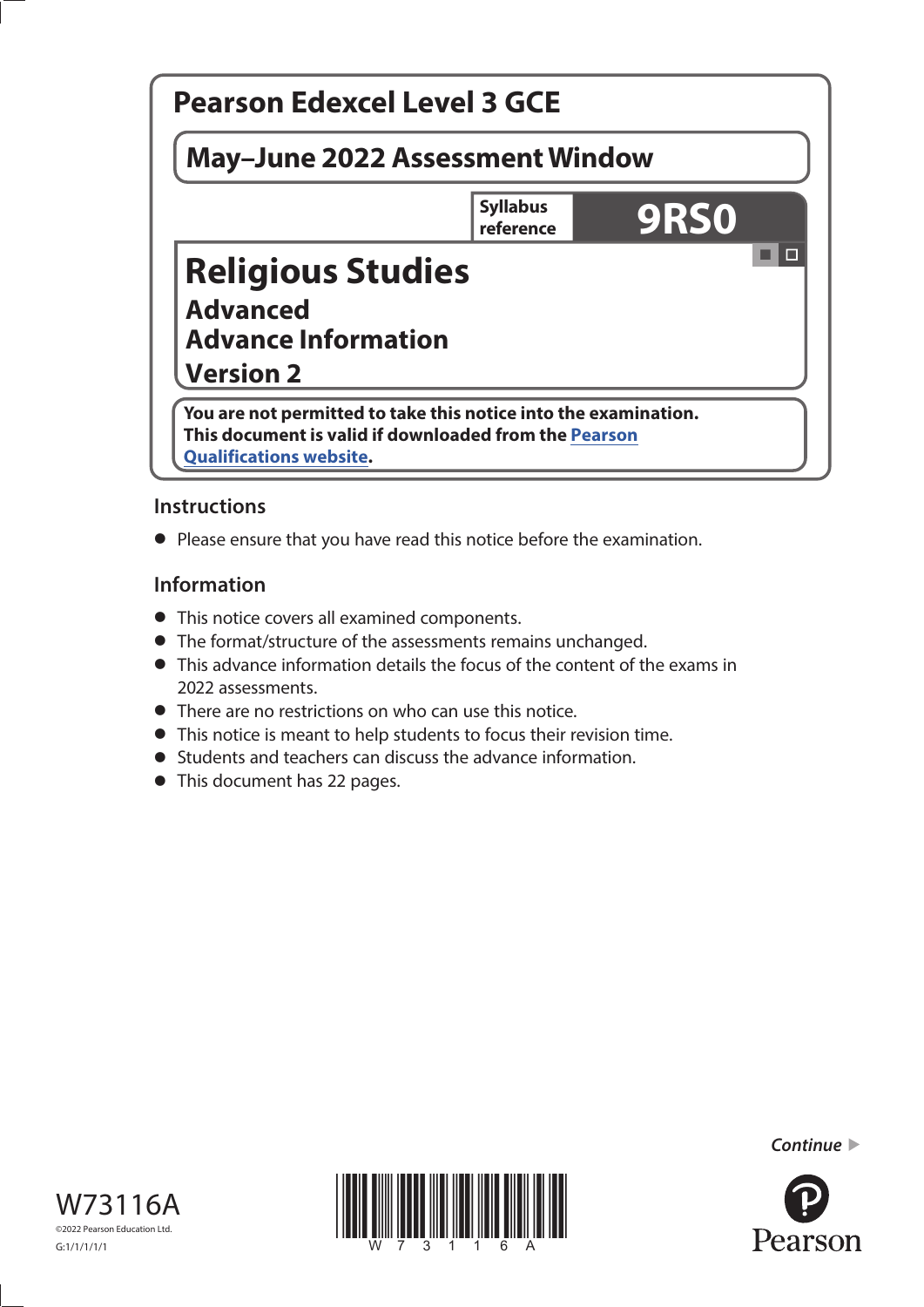# Pearson Edexcel Level 3 GCE

## May–June 2022 Assessment Window

**Syllabus reference** **9RS0**

# Religious Studies

## Advanced
## Advance Information
## Version 2

**You are not permitted to take this notice into the examination.**
**This document is valid if downloaded from the Pearson Qualifications website.**

### Instructions

- Please ensure that you have read this notice before the examination.

### Information

- This notice covers all examined components.
- The format/structure of the assessments remains unchanged.
- This advance information details the focus of the content of the exams in 2022 assessments.
- There are no restrictions on who can use this notice.
- This notice is meant to help students to focus their revision time.
- Students and teachers can discuss the advance information.
- This document has 22 pages.

*Continue* ▶

W73116A

©2022 Pearson Education Ltd.

G:1/1/1/1/1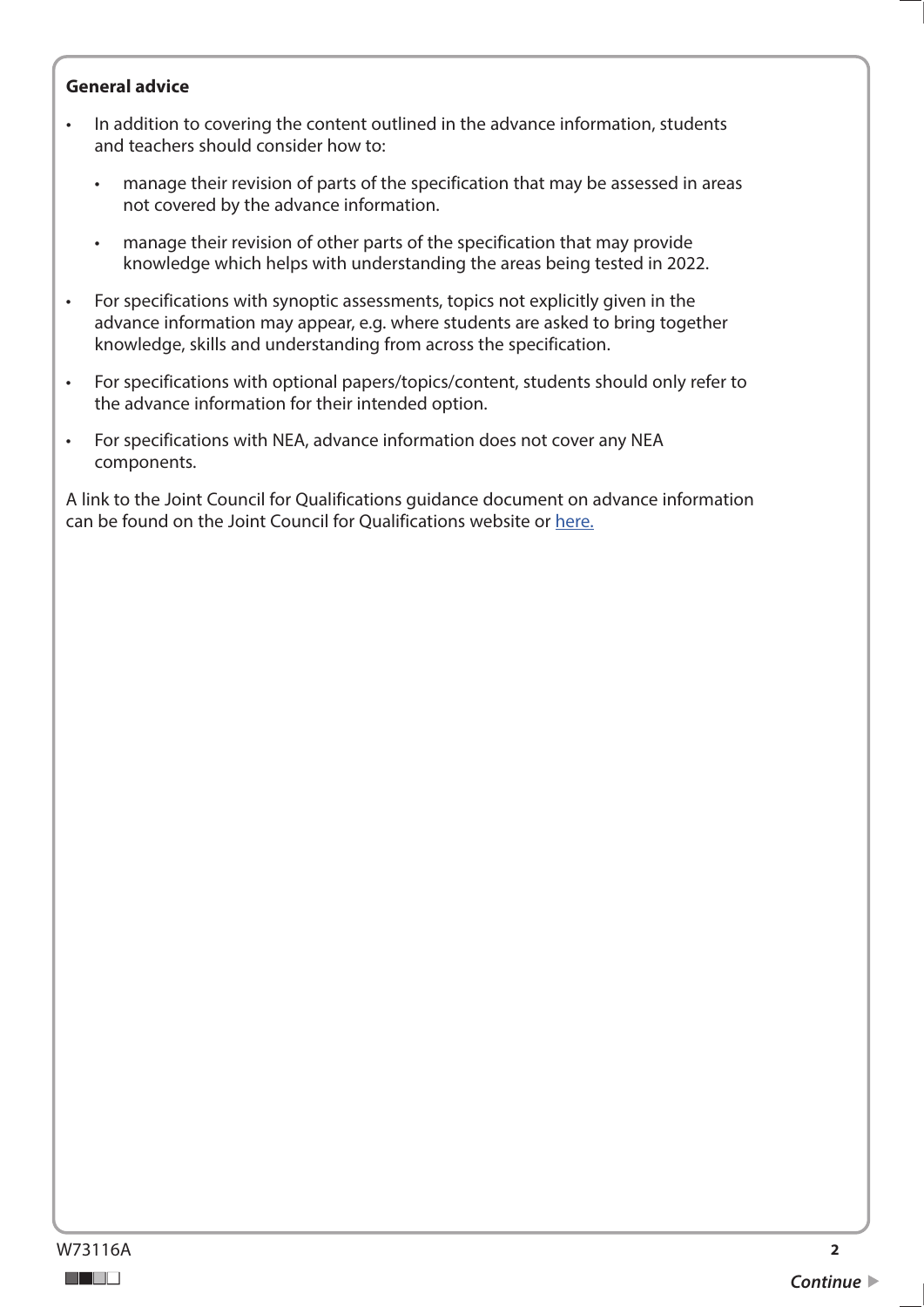**General advice**

- In addition to covering the content outlined in the advance information, students and teachers should consider how to:
  - manage their revision of parts of the specification that may be assessed in areas not covered by the advance information.
  - manage their revision of other parts of the specification that may provide knowledge which helps with understanding the areas being tested in 2022.
- For specifications with synoptic assessments, topics not explicitly given in the advance information may appear, e.g. where students are asked to bring together knowledge, skills and understanding from across the specification.
- For specifications with optional papers/topics/content, students should only refer to the advance information for their intended option.
- For specifications with NEA, advance information does not cover any NEA components.

A link to the Joint Council for Qualifications guidance document on advance information can be found on the Joint Council for Qualifications website or here.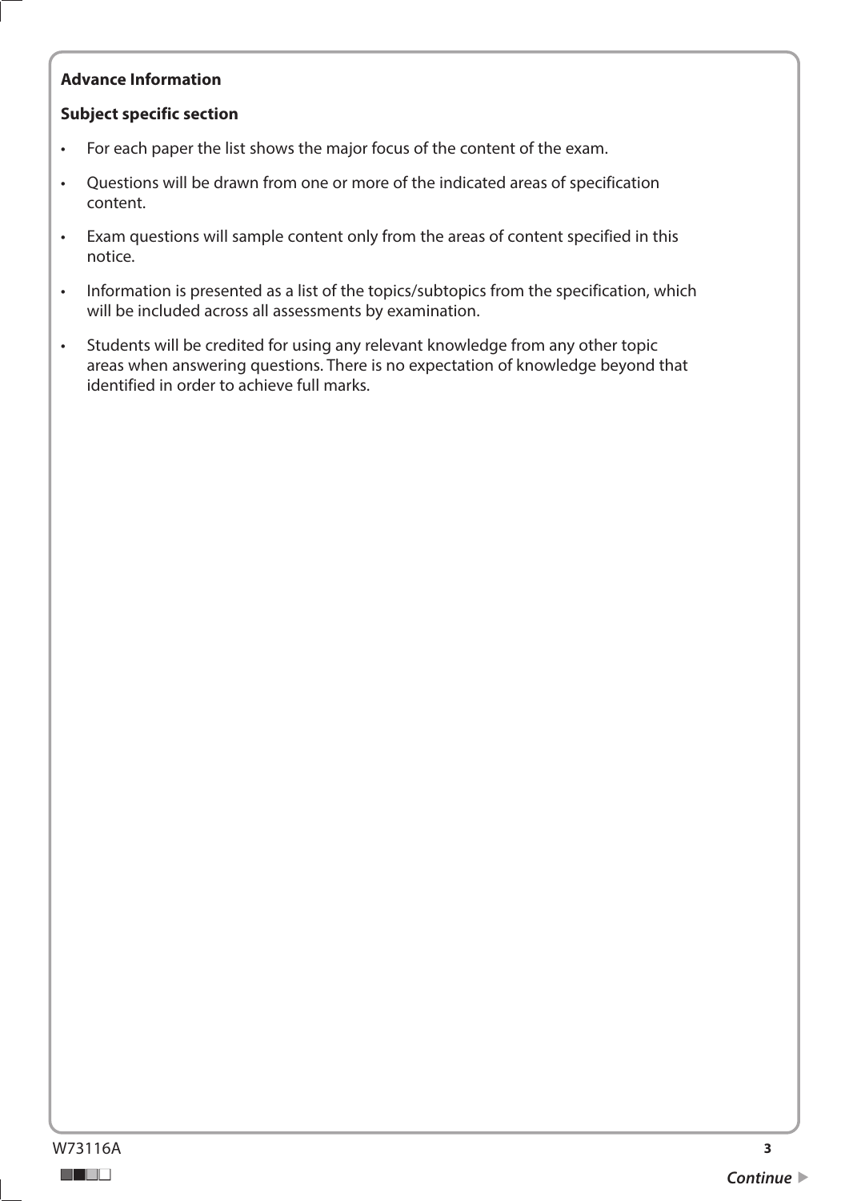**Advance Information**

**Subject specific section**

- For each paper the list shows the major focus of the content of the exam.
- Questions will be drawn from one or more of the indicated areas of specification content.
- Exam questions will sample content only from the areas of content specified in this notice.
- Information is presented as a list of the topics/subtopics from the specification, which will be included across all assessments by examination.
- Students will be credited for using any relevant knowledge from any other topic areas when answering questions. There is no expectation of knowledge beyond that identified in order to achieve full marks.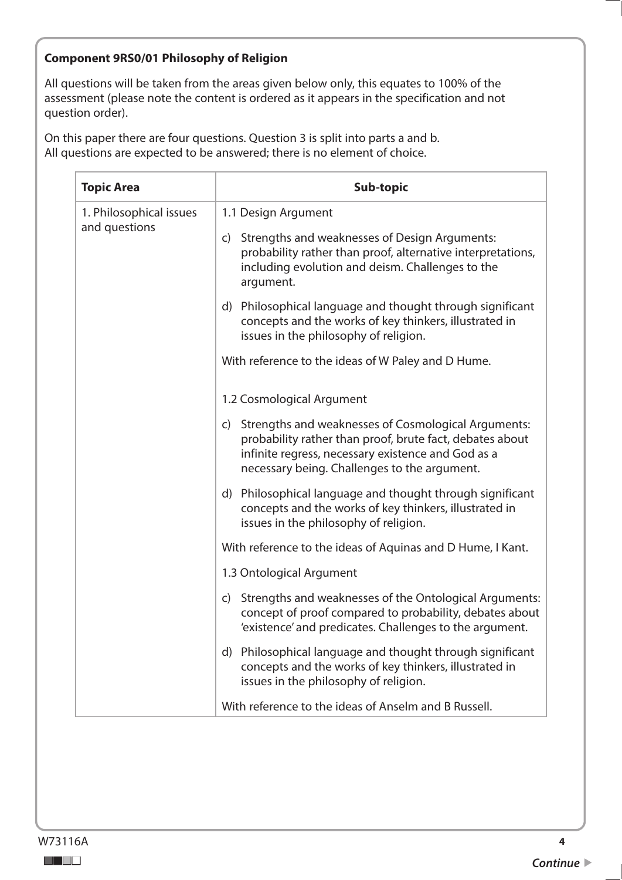**Component 9RS0/01 Philosophy of Religion**

All questions will be taken from the areas given below only, this equates to 100% of the assessment (please note the content is ordered as it appears in the specification and not question order).

On this paper there are four questions. Question 3 is split into parts a and b.
All questions are expected to be answered; there is no element of choice.

| Topic Area | Sub-topic |
|---|---|
| 1. Philosophical issues and questions | 1.1 Design Argument<br><br>c) Strengths and weaknesses of Design Arguments: probability rather than proof, alternative interpretations, including evolution and deism. Challenges to the argument.<br><br>d) Philosophical language and thought through significant concepts and the works of key thinkers, illustrated in issues in the philosophy of religion.<br><br>With reference to the ideas of W Paley and D Hume.<br><br>1.2 Cosmological Argument<br><br>c) Strengths and weaknesses of Cosmological Arguments: probability rather than proof, brute fact, debates about infinite regress, necessary existence and God as a necessary being. Challenges to the argument.<br><br>d) Philosophical language and thought through significant concepts and the works of key thinkers, illustrated in issues in the philosophy of religion.<br><br>With reference to the ideas of Aquinas and D Hume, I Kant.<br><br>1.3 Ontological Argument<br><br>c) Strengths and weaknesses of the Ontological Arguments: concept of proof compared to probability, debates about 'existence' and predicates. Challenges to the argument.<br><br>d) Philosophical language and thought through significant concepts and the works of key thinkers, illustrated in issues in the philosophy of religion.<br><br>With reference to the ideas of Anselm and B Russell. |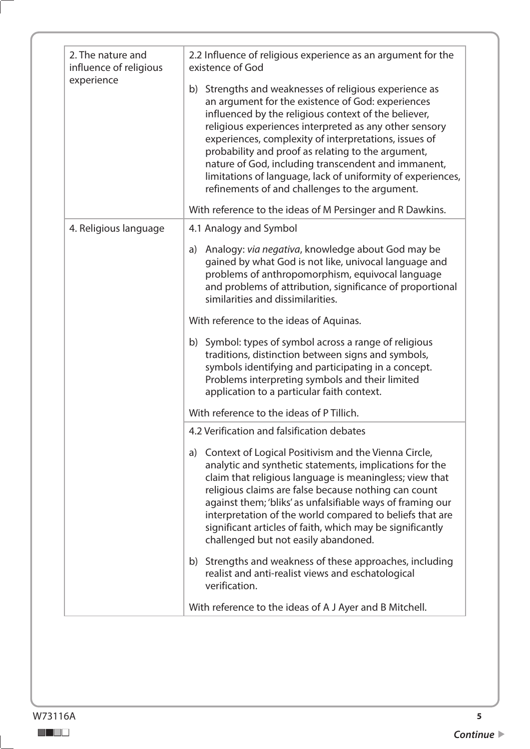| | |
|---|---|
| 2. The nature and influence of religious experience | 2.2 Influence of religious experience as an argument for the existence of God<br><br>b) Strengths and weaknesses of religious experience as an argument for the existence of God: experiences influenced by the religious context of the believer, religious experiences interpreted as any other sensory experiences, complexity of interpretations, issues of probability and proof as relating to the argument, nature of God, including transcendent and immanent, limitations of language, lack of uniformity of experiences, refinements of and challenges to the argument.<br><br>With reference to the ideas of M Persinger and R Dawkins. |
| 4. Religious language | 4.1 Analogy and Symbol<br><br>a) Analogy: *via negativa*, knowledge about God may be gained by what God is not like, univocal language and problems of anthropomorphism, equivocal language and problems of attribution, significance of proportional similarities and dissimilarities.<br><br>With reference to the ideas of Aquinas.<br><br>b) Symbol: types of symbol across a range of religious traditions, distinction between signs and symbols, symbols identifying and participating in a concept. Problems interpreting symbols and their limited application to a particular faith context.<br><br>With reference to the ideas of P Tillich. |
| | 4.2 Verification and falsification debates<br><br>a) Context of Logical Positivism and the Vienna Circle, analytic and synthetic statements, implications for the claim that religious language is meaningless; view that religious claims are false because nothing can count against them; 'bliks' as unfalsifiable ways of framing our interpretation of the world compared to beliefs that are significant articles of faith, which may be significantly challenged but not easily abandoned.<br><br>b) Strengths and weakness of these approaches, including realist and anti-realist views and eschatological verification.<br><br>With reference to the ideas of A J Ayer and B Mitchell. |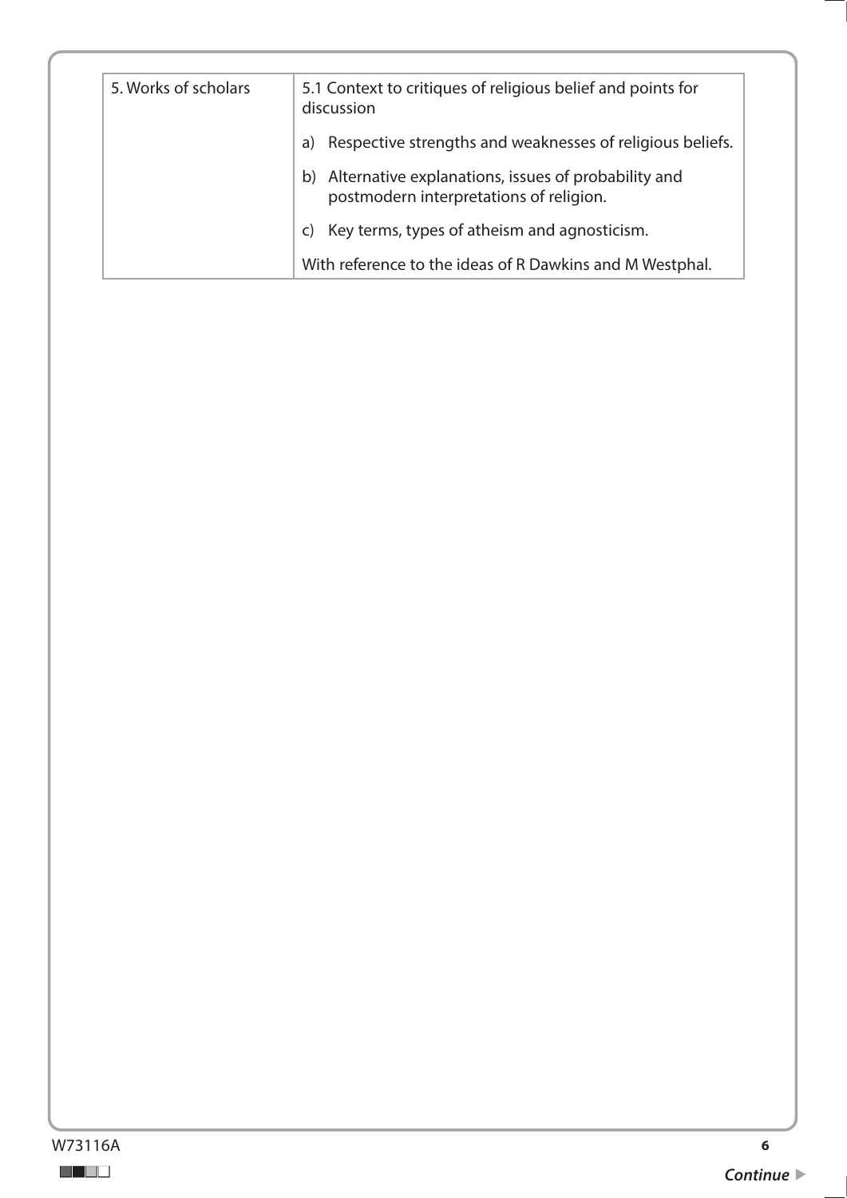| 5. Works of scholars | 5.1 Context to critiques of religious belief and points for discussion |
|---|---|
| | a) Respective strengths and weaknesses of religious beliefs. |
| | b) Alternative explanations, issues of probability and postmodern interpretations of religion. |
| | c) Key terms, types of atheism and agnosticism. |
| | With reference to the ideas of R Dawkins and M Westphal. |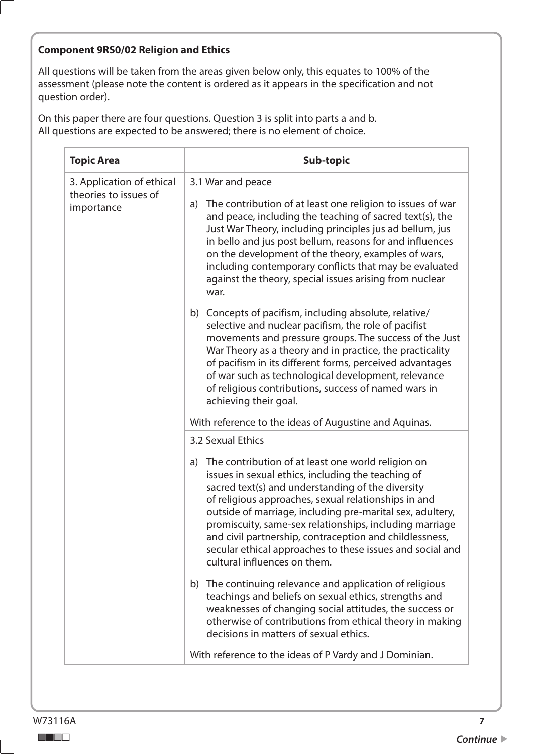**Component 9RS0/02 Religion and Ethics**

All questions will be taken from the areas given below only, this equates to 100% of the assessment (please note the content is ordered as it appears in the specification and not question order).

On this paper there are four questions. Question 3 is split into parts a and b.
All questions are expected to be answered; there is no element of choice.

| Topic Area | Sub-topic |
|---|---|
| 3. Application of ethical theories to issues of importance | 3.1 War and peace<br><br>a) The contribution of at least one religion to issues of war and peace, including the teaching of sacred text(s), the Just War Theory, including principles jus ad bellum, jus in bello and jus post bellum, reasons for and influences on the development of the theory, examples of wars, including contemporary conflicts that may be evaluated against the theory, special issues arising from nuclear war.<br><br>b) Concepts of pacifism, including absolute, relative/selective and nuclear pacifism, the role of pacifist movements and pressure groups. The success of the Just War Theory as a theory and in practice, the practicality of pacifism in its different forms, perceived advantages of war such as technological development, relevance of religious contributions, success of named wars in achieving their goal.<br><br>With reference to the ideas of Augustine and Aquinas. |
| | 3.2 Sexual Ethics<br><br>a) The contribution of at least one world religion on issues in sexual ethics, including the teaching of sacred text(s) and understanding of the diversity of religious approaches, sexual relationships in and outside of marriage, including pre-marital sex, adultery, promiscuity, same-sex relationships, including marriage and civil partnership, contraception and childlessness, secular ethical approaches to these issues and social and cultural influences on them.<br><br>b) The continuing relevance and application of religious teachings and beliefs on sexual ethics, strengths and weaknesses of changing social attitudes, the success or otherwise of contributions from ethical theory in making decisions in matters of sexual ethics.<br><br>With reference to the ideas of P Vardy and J Dominian. |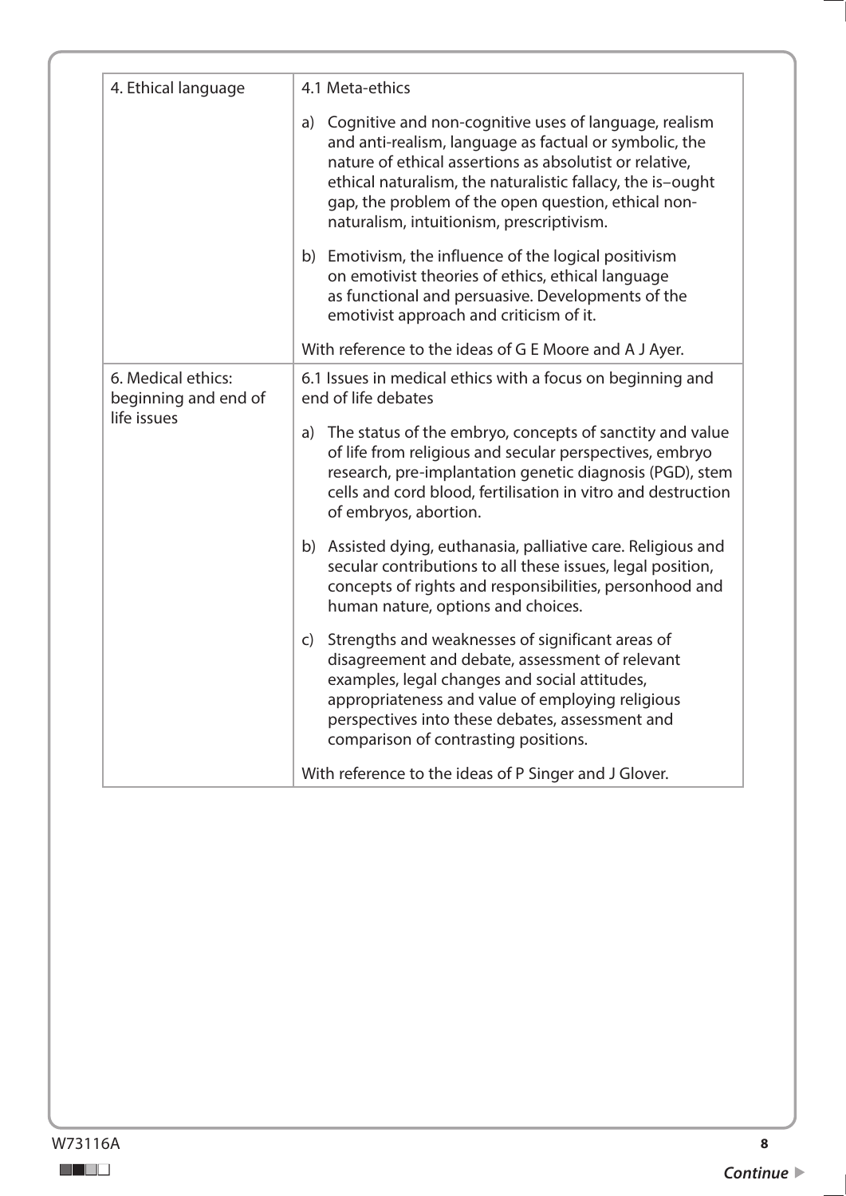| | |
|---|---|
| 4. Ethical language | 4.1 Meta-ethics<br><br>a) Cognitive and non-cognitive uses of language, realism and anti-realism, language as factual or symbolic, the nature of ethical assertions as absolutist or relative, ethical naturalism, the naturalistic fallacy, the is–ought gap, the problem of the open question, ethical non-naturalism, intuitionism, prescriptivism.<br><br>b) Emotivism, the influence of the logical positivism on emotivist theories of ethics, ethical language as functional and persuasive. Developments of the emotivist approach and criticism of it.<br><br>With reference to the ideas of G E Moore and A J Ayer. |
| 6. Medical ethics: beginning and end of life issues | 6.1 Issues in medical ethics with a focus on beginning and end of life debates<br><br>a) The status of the embryo, concepts of sanctity and value of life from religious and secular perspectives, embryo research, pre-implantation genetic diagnosis (PGD), stem cells and cord blood, fertilisation in vitro and destruction of embryos, abortion.<br><br>b) Assisted dying, euthanasia, palliative care. Religious and secular contributions to all these issues, legal position, concepts of rights and responsibilities, personhood and human nature, options and choices.<br><br>c) Strengths and weaknesses of significant areas of disagreement and debate, assessment of relevant examples, legal changes and social attitudes, appropriateness and value of employing religious perspectives into these debates, assessment and comparison of contrasting positions.<br><br>With reference to the ideas of P Singer and J Glover. |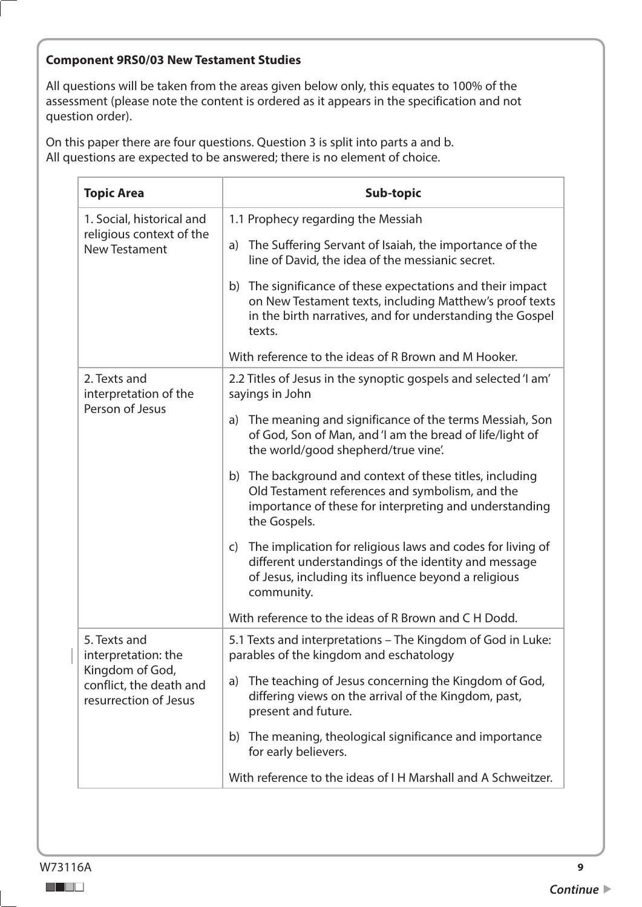**Component 9RS0/03 New Testament Studies**

All questions will be taken from the areas given below only, this equates to 100% of the assessment (please note the content is ordered as it appears in the specification and not question order).

On this paper there are four questions. Question 3 is split into parts a and b.
All questions are expected to be answered; there is no element of choice.

| Topic Area | Sub-topic |
|---|---|
| 1. Social, historical and religious context of the New Testament | 1.1 Prophecy regarding the Messiah<br><br>a) The Suffering Servant of Isaiah, the importance of the line of David, the idea of the messianic secret.<br><br>b) The significance of these expectations and their impact on New Testament texts, including Matthew's proof texts in the birth narratives, and for understanding the Gospel texts.<br><br>With reference to the ideas of R Brown and M Hooker. |
| 2. Texts and interpretation of the Person of Jesus | 2.2 Titles of Jesus in the synoptic gospels and selected 'I am' sayings in John<br><br>a) The meaning and significance of the terms Messiah, Son of God, Son of Man, and 'I am the bread of life/light of the world/good shepherd/true vine'.<br><br>b) The background and context of these titles, including Old Testament references and symbolism, and the importance of these for interpreting and understanding the Gospels.<br><br>c) The implication for religious laws and codes for living of different understandings of the identity and message of Jesus, including its influence beyond a religious community.<br><br>With reference to the ideas of R Brown and C H Dodd. |
| 5. Texts and interpretation: the Kingdom of God, conflict, the death and resurrection of Jesus | 5.1 Texts and interpretations – The Kingdom of God in Luke: parables of the kingdom and eschatology<br><br>a) The teaching of Jesus concerning the Kingdom of God, differing views on the arrival of the Kingdom, past, present and future.<br><br>b) The meaning, theological significance and importance for early believers.<br><br>With reference to the ideas of I H Marshall and A Schweitzer. |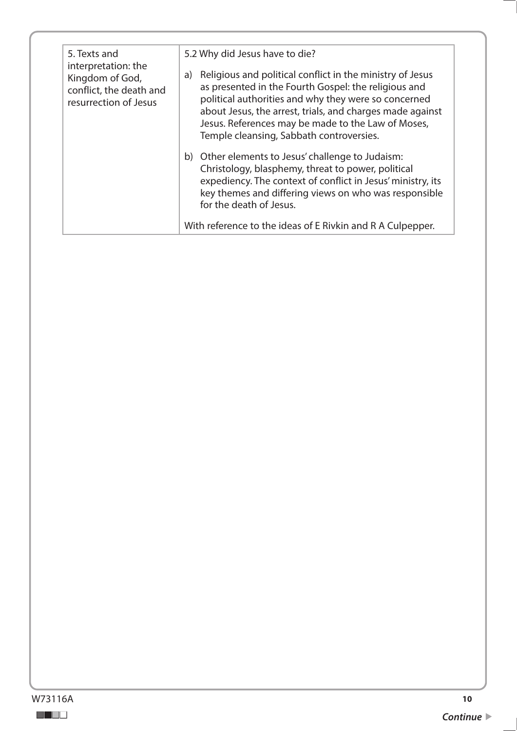| 5. Texts and interpretation: the Kingdom of God, conflict, the death and resurrection of Jesus | 5.2 Why did Jesus have to die?<br><br>a) Religious and political conflict in the ministry of Jesus as presented in the Fourth Gospel: the religious and political authorities and why they were so concerned about Jesus, the arrest, trials, and charges made against Jesus. References may be made to the Law of Moses, Temple cleansing, Sabbath controversies.<br><br>b) Other elements to Jesus' challenge to Judaism: Christology, blasphemy, threat to power, political expediency. The context of conflict in Jesus' ministry, its key themes and differing views on who was responsible for the death of Jesus.<br><br>With reference to the ideas of E Rivkin and R A Culpepper. |
|---|---|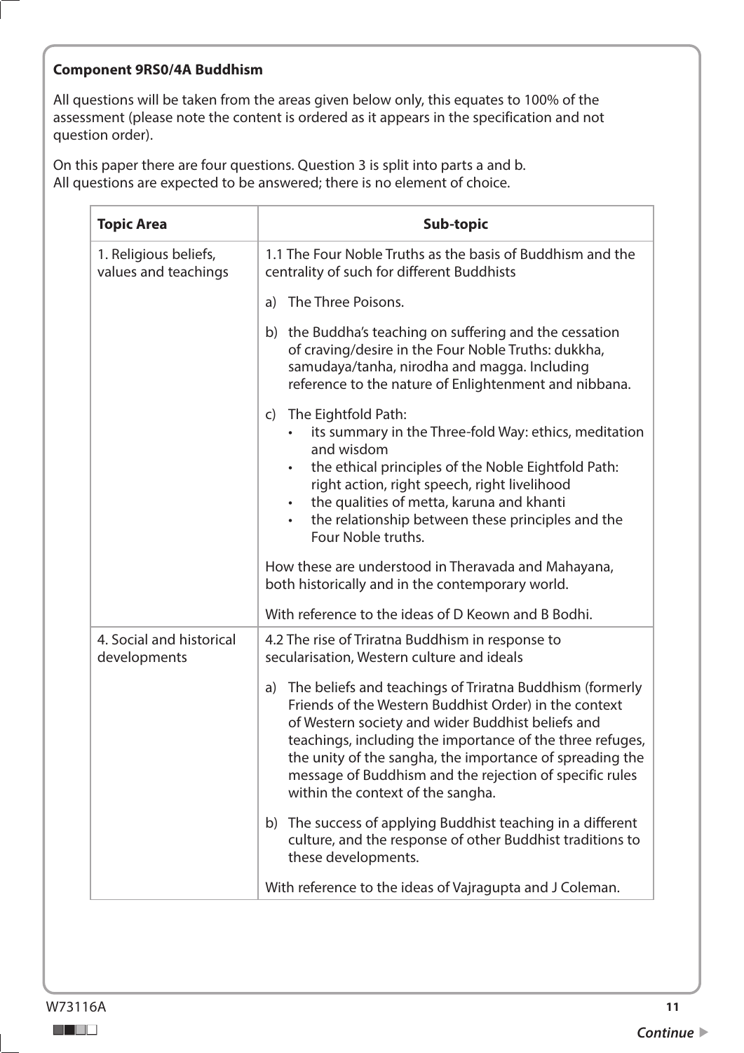**Component 9RS0/4A Buddhism**

All questions will be taken from the areas given below only, this equates to 100% of the assessment (please note the content is ordered as it appears in the specification and not question order).

On this paper there are four questions. Question 3 is split into parts a and b.
All questions are expected to be answered; there is no element of choice.

| Topic Area | Sub-topic |
| --- | --- |
| 1. Religious beliefs, values and teachings | 1.1 The Four Noble Truths as the basis of Buddhism and the centrality of such for different Buddhists<br><br>a) The Three Poisons.<br><br>b) the Buddha's teaching on suffering and the cessation of craving/desire in the Four Noble Truths: dukkha, samudaya/tanha, nirodha and magga. Including reference to the nature of Enlightenment and nibbana.<br><br>c) The Eightfold Path:<br>• its summary in the Three-fold Way: ethics, meditation and wisdom<br>• the ethical principles of the Noble Eightfold Path: right action, right speech, right livelihood<br>• the qualities of metta, karuna and khanti<br>• the relationship between these principles and the Four Noble truths.<br><br>How these are understood in Theravada and Mahayana, both historically and in the contemporary world.<br><br>With reference to the ideas of D Keown and B Bodhi. |
| 4. Social and historical developments | 4.2 The rise of Triratna Buddhism in response to secularisation, Western culture and ideals<br><br>a) The beliefs and teachings of Triratna Buddhism (formerly Friends of the Western Buddhist Order) in the context of Western society and wider Buddhist beliefs and teachings, including the importance of the three refuges, the unity of the sangha, the importance of spreading the message of Buddhism and the rejection of specific rules within the context of the sangha.<br><br>b) The success of applying Buddhist teaching in a different culture, and the response of other Buddhist traditions to these developments.<br><br>With reference to the ideas of Vajragupta and J Coleman. |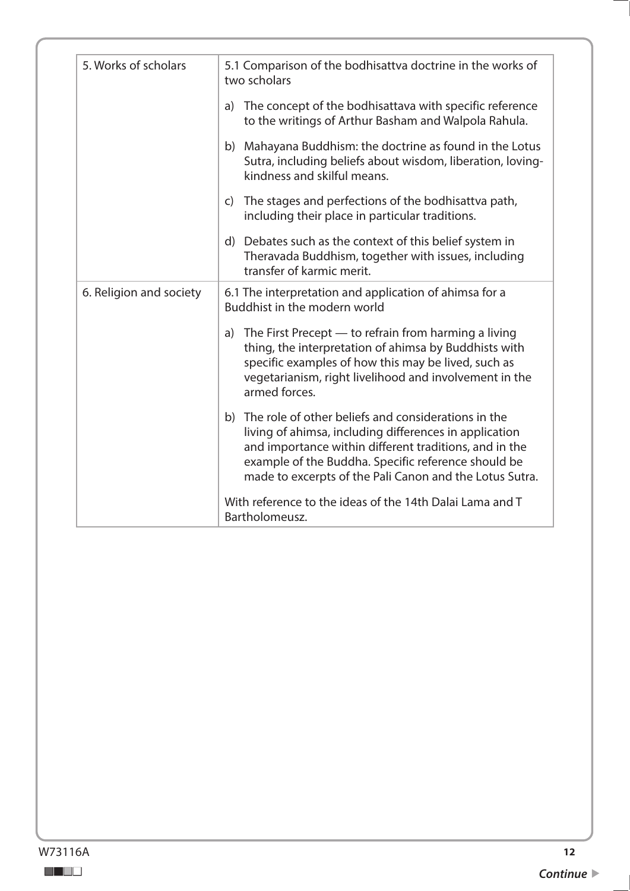| 5. Works of scholars | 5.1 Comparison of the bodhisattva doctrine in the works of two scholars<br><br>a) The concept of the bodhisattava with specific reference to the writings of Arthur Basham and Walpola Rahula.<br><br>b) Mahayana Buddhism: the doctrine as found in the Lotus Sutra, including beliefs about wisdom, liberation, loving-kindness and skilful means.<br><br>c) The stages and perfections of the bodhisattva path, including their place in particular traditions.<br><br>d) Debates such as the context of this belief system in Theravada Buddhism, together with issues, including transfer of karmic merit. |
|---|---|
| 6. Religion and society | 6.1 The interpretation and application of ahimsa for a Buddhist in the modern world<br><br>a) The First Precept — to refrain from harming a living thing, the interpretation of ahimsa by Buddhists with specific examples of how this may be lived, such as vegetarianism, right livelihood and involvement in the armed forces.<br><br>b) The role of other beliefs and considerations in the living of ahimsa, including differences in application and importance within different traditions, and in the example of the Buddha. Specific reference should be made to excerpts of the Pali Canon and the Lotus Sutra.<br><br>With reference to the ideas of the 14th Dalai Lama and T Bartholomeusz. |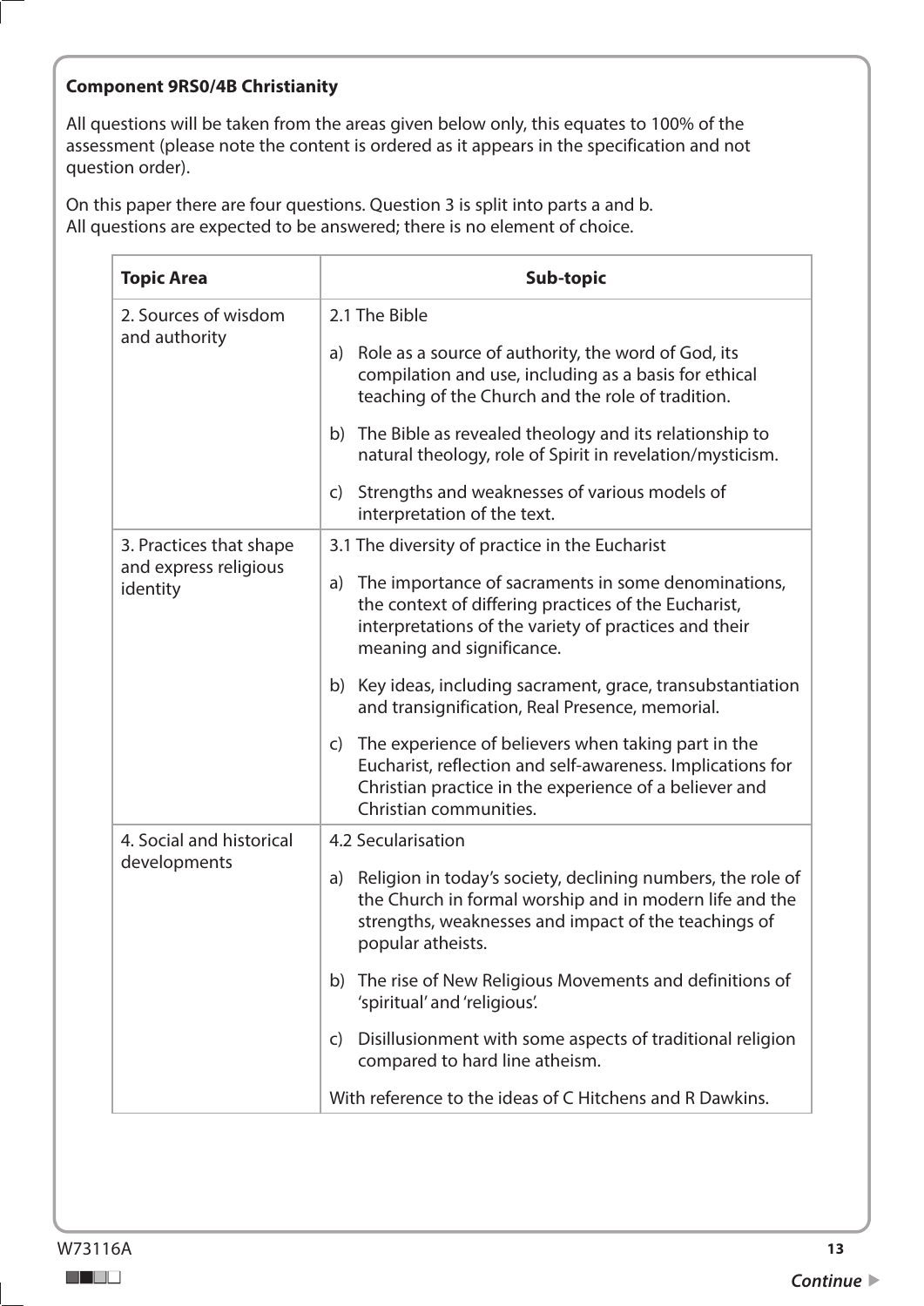**Component 9RS0/4B Christianity**

All questions will be taken from the areas given below only, this equates to 100% of the assessment (please note the content is ordered as it appears in the specification and not question order).

On this paper there are four questions. Question 3 is split into parts a and b.
All questions are expected to be answered; there is no element of choice.

| Topic Area | Sub-topic |
|---|---|
| 2. Sources of wisdom and authority | 2.1 The Bible<br><br>a) Role as a source of authority, the word of God, its compilation and use, including as a basis for ethical teaching of the Church and the role of tradition.<br><br>b) The Bible as revealed theology and its relationship to natural theology, role of Spirit in revelation/mysticism.<br><br>c) Strengths and weaknesses of various models of interpretation of the text. |
| 3. Practices that shape and express religious identity | 3.1 The diversity of practice in the Eucharist<br><br>a) The importance of sacraments in some denominations, the context of differing practices of the Eucharist, interpretations of the variety of practices and their meaning and significance.<br><br>b) Key ideas, including sacrament, grace, transubstantiation and transignification, Real Presence, memorial.<br><br>c) The experience of believers when taking part in the Eucharist, reflection and self-awareness. Implications for Christian practice in the experience of a believer and Christian communities. |
| 4. Social and historical developments | 4.2 Secularisation<br><br>a) Religion in today's society, declining numbers, the role of the Church in formal worship and in modern life and the strengths, weaknesses and impact of the teachings of popular atheists.<br><br>b) The rise of New Religious Movements and definitions of 'spiritual' and 'religious'.<br><br>c) Disillusionment with some aspects of traditional religion compared to hard line atheism.<br><br>With reference to the ideas of C Hitchens and R Dawkins. |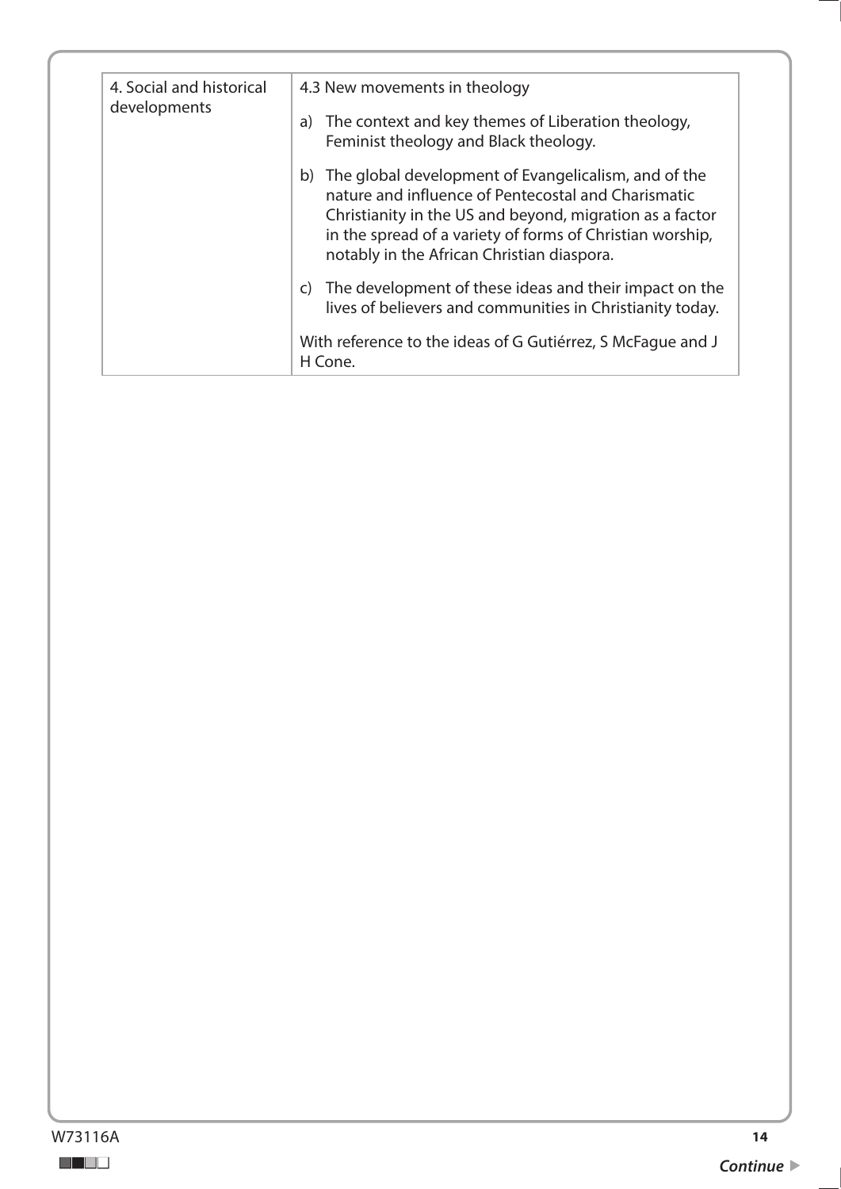| 4. Social and historical developments | 4.3 New movements in theology<br><br>a) The context and key themes of Liberation theology, Feminist theology and Black theology.<br><br>b) The global development of Evangelicalism, and of the nature and influence of Pentecostal and Charismatic Christianity in the US and beyond, migration as a factor in the spread of a variety of forms of Christian worship, notably in the African Christian diaspora.<br><br>c) The development of these ideas and their impact on the lives of believers and communities in Christianity today.<br><br>With reference to the ideas of G Gutiérrez, S McFague and J H Cone. |
|---|---|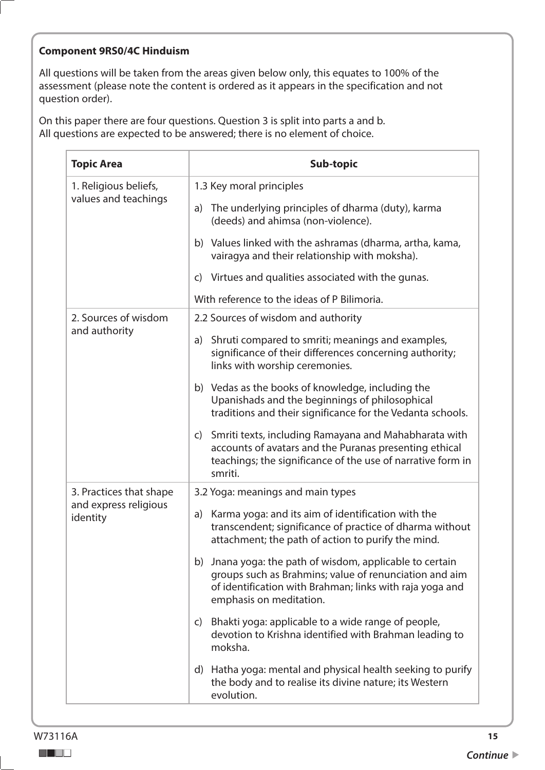**Component 9RS0/4C Hinduism**

All questions will be taken from the areas given below only, this equates to 100% of the assessment (please note the content is ordered as it appears in the specification and not question order).

On this paper there are four questions. Question 3 is split into parts a and b.
All questions are expected to be answered; there is no element of choice.

| Topic Area | Sub-topic |
|---|---|
| 1. Religious beliefs, values and teachings | 1.3 Key moral principles<br>a) The underlying principles of dharma (duty), karma (deeds) and ahimsa (non-violence).<br>b) Values linked with the ashramas (dharma, artha, kama, vairagya and their relationship with moksha).<br>c) Virtues and qualities associated with the gunas.<br>With reference to the ideas of P Bilimoria. |
| 2. Sources of wisdom and authority | 2.2 Sources of wisdom and authority<br>a) Shruti compared to smriti; meanings and examples, significance of their differences concerning authority; links with worship ceremonies.<br>b) Vedas as the books of knowledge, including the Upanishads and the beginnings of philosophical traditions and their significance for the Vedanta schools.<br>c) Smriti texts, including Ramayana and Mahabharata with accounts of avatars and the Puranas presenting ethical teachings; the significance of the use of narrative form in smriti. |
| 3. Practices that shape and express religious identity | 3.2 Yoga: meanings and main types<br>a) Karma yoga: and its aim of identification with the transcendent; significance of practice of dharma without attachment; the path of action to purify the mind.<br>b) Jnana yoga: the path of wisdom, applicable to certain groups such as Brahmins; value of renunciation and aim of identification with Brahman; links with raja yoga and emphasis on meditation.<br>c) Bhakti yoga: applicable to a wide range of people, devotion to Krishna identified with Brahman leading to moksha.<br>d) Hatha yoga: mental and physical health seeking to purify the body and to realise its divine nature; its Western evolution. |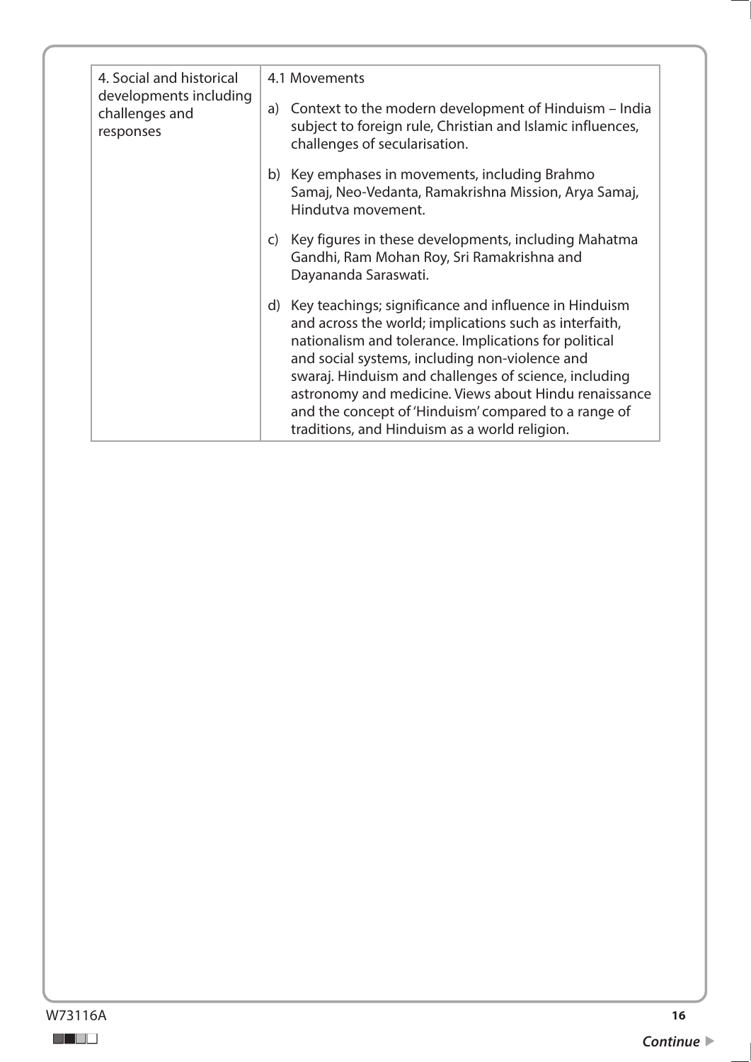| 4. Social and historical developments including challenges and responses | 4.1 Movements<br><br>a) Context to the modern development of Hinduism – India subject to foreign rule, Christian and Islamic influences, challenges of secularisation.<br><br>b) Key emphases in movements, including Brahmo Samaj, Neo-Vedanta, Ramakrishna Mission, Arya Samaj, Hindutva movement.<br><br>c) Key figures in these developments, including Mahatma Gandhi, Ram Mohan Roy, Sri Ramakrishna and Dayananda Saraswati.<br><br>d) Key teachings; significance and influence in Hinduism and across the world; implications such as interfaith, nationalism and tolerance. Implications for political and social systems, including non-violence and swaraj. Hinduism and challenges of science, including astronomy and medicine. Views about Hindu renaissance and the concept of 'Hinduism' compared to a range of traditions, and Hinduism as a world religion. |
|---|---|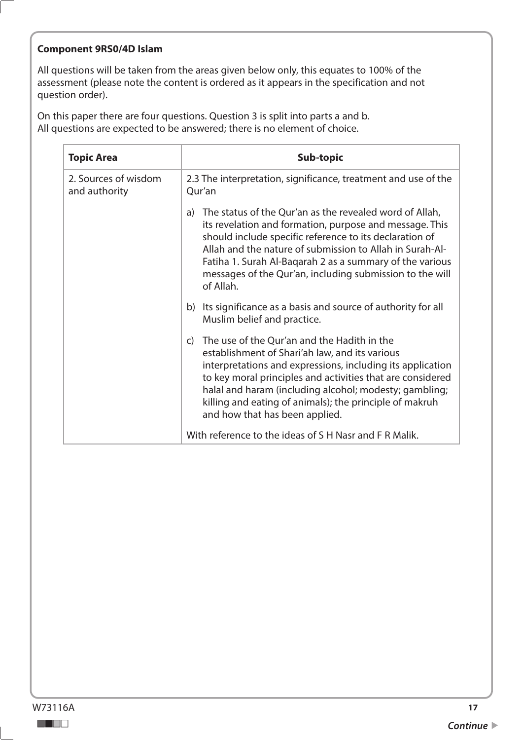**Component 9RS0/4D Islam**

All questions will be taken from the areas given below only, this equates to 100% of the assessment (please note the content is ordered as it appears in the specification and not question order).

On this paper there are four questions. Question 3 is split into parts a and b.
All questions are expected to be answered; there is no element of choice.

| Topic Area | Sub-topic |
| --- | --- |
| 2. Sources of wisdom and authority | 2.3 The interpretation, significance, treatment and use of the Qur'an<br><br>a) The status of the Qur'an as the revealed word of Allah, its revelation and formation, purpose and message. This should include specific reference to its declaration of Allah and the nature of submission to Allah in Surah-Al-Fatiha 1. Surah Al-Baqarah 2 as a summary of the various messages of the Qur'an, including submission to the will of Allah.<br><br>b) Its significance as a basis and source of authority for all Muslim belief and practice.<br><br>c) The use of the Qur'an and the Hadith in the establishment of Shari'ah law, and its various interpretations and expressions, including its application to key moral principles and activities that are considered halal and haram (including alcohol; modesty; gambling; killing and eating of animals); the principle of makruh and how that has been applied.<br><br>With reference to the ideas of S H Nasr and F R Malik. |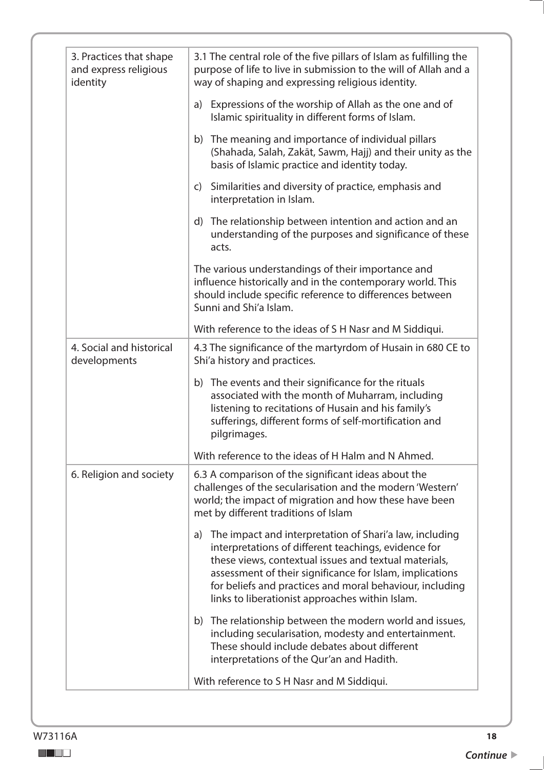| | |
|---|---|
| 3. Practices that shape and express religious identity | 3.1 The central role of the five pillars of Islam as fulfilling the purpose of life to live in submission to the will of Allah and a way of shaping and expressing religious identity.<br><br>a) Expressions of the worship of Allah as the one and of Islamic spirituality in different forms of Islam.<br><br>b) The meaning and importance of individual pillars (Shahada, Salah, Zakāt, Sawm, Hajj) and their unity as the basis of Islamic practice and identity today.<br><br>c) Similarities and diversity of practice, emphasis and interpretation in Islam.<br><br>d) The relationship between intention and action and an understanding of the purposes and significance of these acts.<br><br>The various understandings of their importance and influence historically and in the contemporary world. This should include specific reference to differences between Sunni and Shi'a Islam.<br><br>With reference to the ideas of S H Nasr and M Siddiqui. |
| 4. Social and historical developments | 4.3 The significance of the martyrdom of Husain in 680 CE to Shi'a history and practices.<br><br>b) The events and their significance for the rituals associated with the month of Muharram, including listening to recitations of Husain and his family's sufferings, different forms of self-mortification and pilgrimages.<br><br>With reference to the ideas of H Halm and N Ahmed. |
| 6. Religion and society | 6.3 A comparison of the significant ideas about the challenges of the secularisation and the modern 'Western' world; the impact of migration and how these have been met by different traditions of Islam<br><br>a) The impact and interpretation of Shari'a law, including interpretations of different teachings, evidence for these views, contextual issues and textual materials, assessment of their significance for Islam, implications for beliefs and practices and moral behaviour, including links to liberationist approaches within Islam.<br><br>b) The relationship between the modern world and issues, including secularisation, modesty and entertainment. These should include debates about different interpretations of the Qur'an and Hadith.<br><br>With reference to S H Nasr and M Siddiqui. |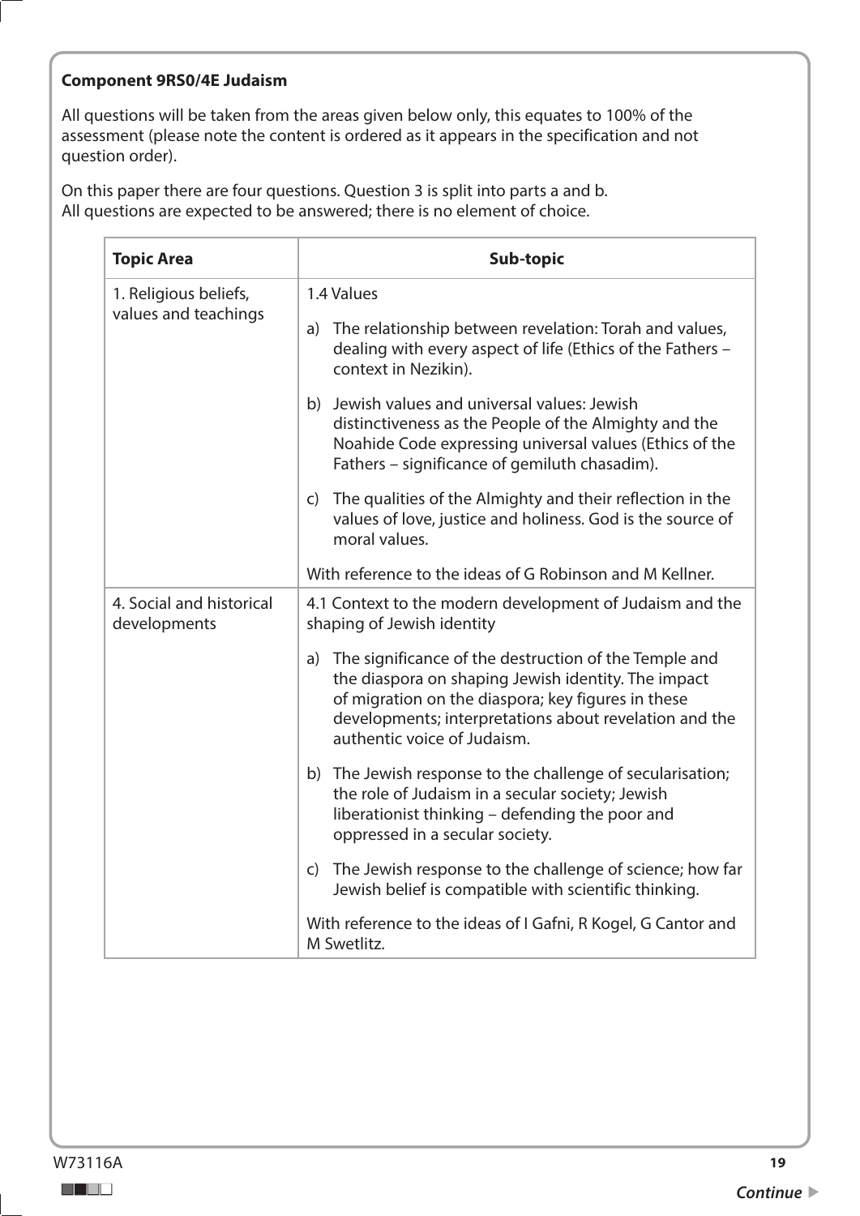**Component 9RS0/4E Judaism**

All questions will be taken from the areas given below only, this equates to 100% of the assessment (please note the content is ordered as it appears in the specification and not question order).

On this paper there are four questions. Question 3 is split into parts a and b.
All questions are expected to be answered; there is no element of choice.

| Topic Area | Sub-topic |
|---|---|
| 1. Religious beliefs, values and teachings | 1.4 Values<br><br>a) The relationship between revelation: Torah and values, dealing with every aspect of life (Ethics of the Fathers – context in Nezikin).<br><br>b) Jewish values and universal values: Jewish distinctiveness as the People of the Almighty and the Noahide Code expressing universal values (Ethics of the Fathers – significance of gemiluth chasadim).<br><br>c) The qualities of the Almighty and their reflection in the values of love, justice and holiness. God is the source of moral values.<br><br>With reference to the ideas of G Robinson and M Kellner. |
| 4. Social and historical developments | 4.1 Context to the modern development of Judaism and the shaping of Jewish identity<br><br>a) The significance of the destruction of the Temple and the diaspora on shaping Jewish identity. The impact of migration on the diaspora; key figures in these developments; interpretations about revelation and the authentic voice of Judaism.<br><br>b) The Jewish response to the challenge of secularisation; the role of Judaism in a secular society; Jewish liberationist thinking – defending the poor and oppressed in a secular society.<br><br>c) The Jewish response to the challenge of science; how far Jewish belief is compatible with scientific thinking.<br><br>With reference to the ideas of I Gafni, R Kogel, G Cantor and M Swetlitz. |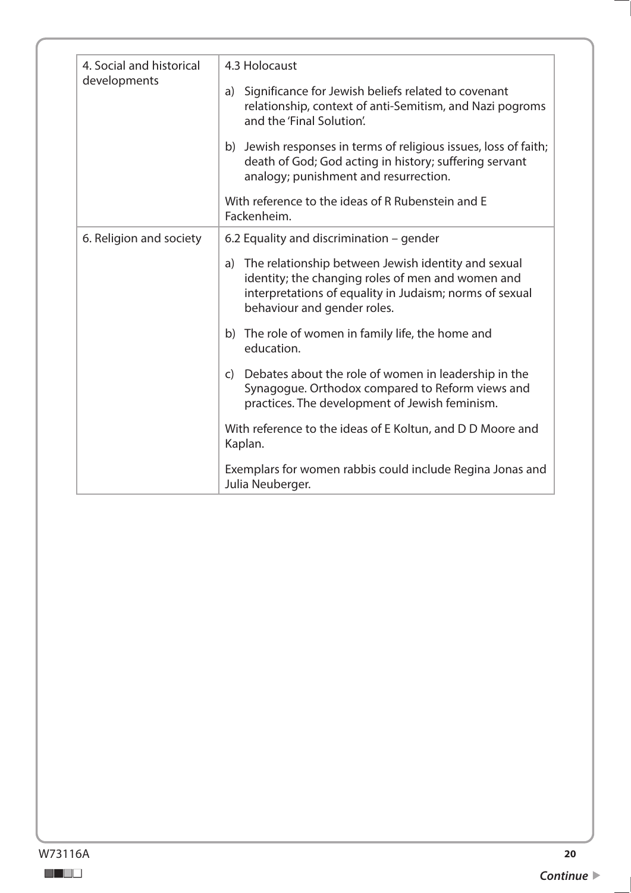| | |
|---|---|
| 4. Social and historical developments | 4.3 Holocaust<br><br>a) Significance for Jewish beliefs related to covenant relationship, context of anti-Semitism, and Nazi pogroms and the 'Final Solution'.<br><br>b) Jewish responses in terms of religious issues, loss of faith; death of God; God acting in history; suffering servant analogy; punishment and resurrection.<br><br>With reference to the ideas of R Rubenstein and E Fackenheim. |
| 6. Religion and society | 6.2 Equality and discrimination – gender<br><br>a) The relationship between Jewish identity and sexual identity; the changing roles of men and women and interpretations of equality in Judaism; norms of sexual behaviour and gender roles.<br><br>b) The role of women in family life, the home and education.<br><br>c) Debates about the role of women in leadership in the Synagogue. Orthodox compared to Reform views and practices. The development of Jewish feminism.<br><br>With reference to the ideas of E Koltun, and D D Moore and Kaplan.<br><br>Exemplars for women rabbis could include Regina Jonas and Julia Neuberger. |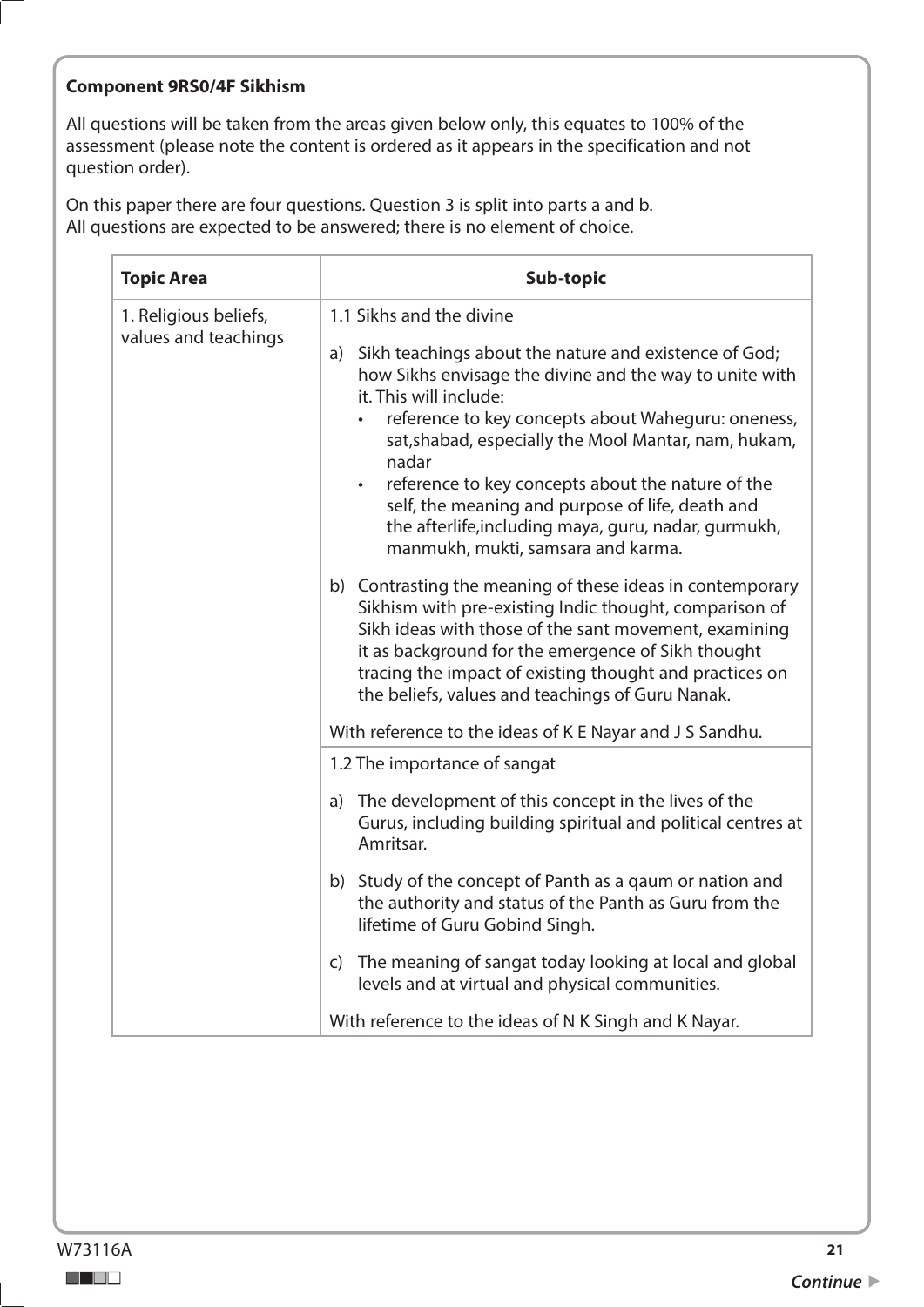**Component 9RS0/4F Sikhism**

All questions will be taken from the areas given below only, this equates to 100% of the assessment (please note the content is ordered as it appears in the specification and not question order).

On this paper there are four questions. Question 3 is split into parts a and b.
All questions are expected to be answered; there is no element of choice.

| Topic Area | Sub-topic |
| --- | --- |
| 1. Religious beliefs, values and teachings | 1.1 Sikhs and the divine<br><br>a) Sikh teachings about the nature and existence of God; how Sikhs envisage the divine and the way to unite with it. This will include:<br>• reference to key concepts about Waheguru: oneness, sat,shabad, especially the Mool Mantar, nam, hukam, nadar<br>• reference to key concepts about the nature of the self, the meaning and purpose of life, death and the afterlife,including maya, guru, nadar, gurmukh, manmukh, mukti, samsara and karma.<br><br>b) Contrasting the meaning of these ideas in contemporary Sikhism with pre-existing Indic thought, comparison of Sikh ideas with those of the sant movement, examining it as background for the emergence of Sikh thought tracing the impact of existing thought and practices on the beliefs, values and teachings of Guru Nanak.<br><br>With reference to the ideas of K E Nayar and J S Sandhu. |
| | 1.2 The importance of sangat<br><br>a) The development of this concept in the lives of the Gurus, including building spiritual and political centres at Amritsar.<br><br>b) Study of the concept of Panth as a qaum or nation and the authority and status of the Panth as Guru from the lifetime of Guru Gobind Singh.<br><br>c) The meaning of sangat today looking at local and global levels and at virtual and physical communities.<br><br>With reference to the ideas of N K Singh and K Nayar. |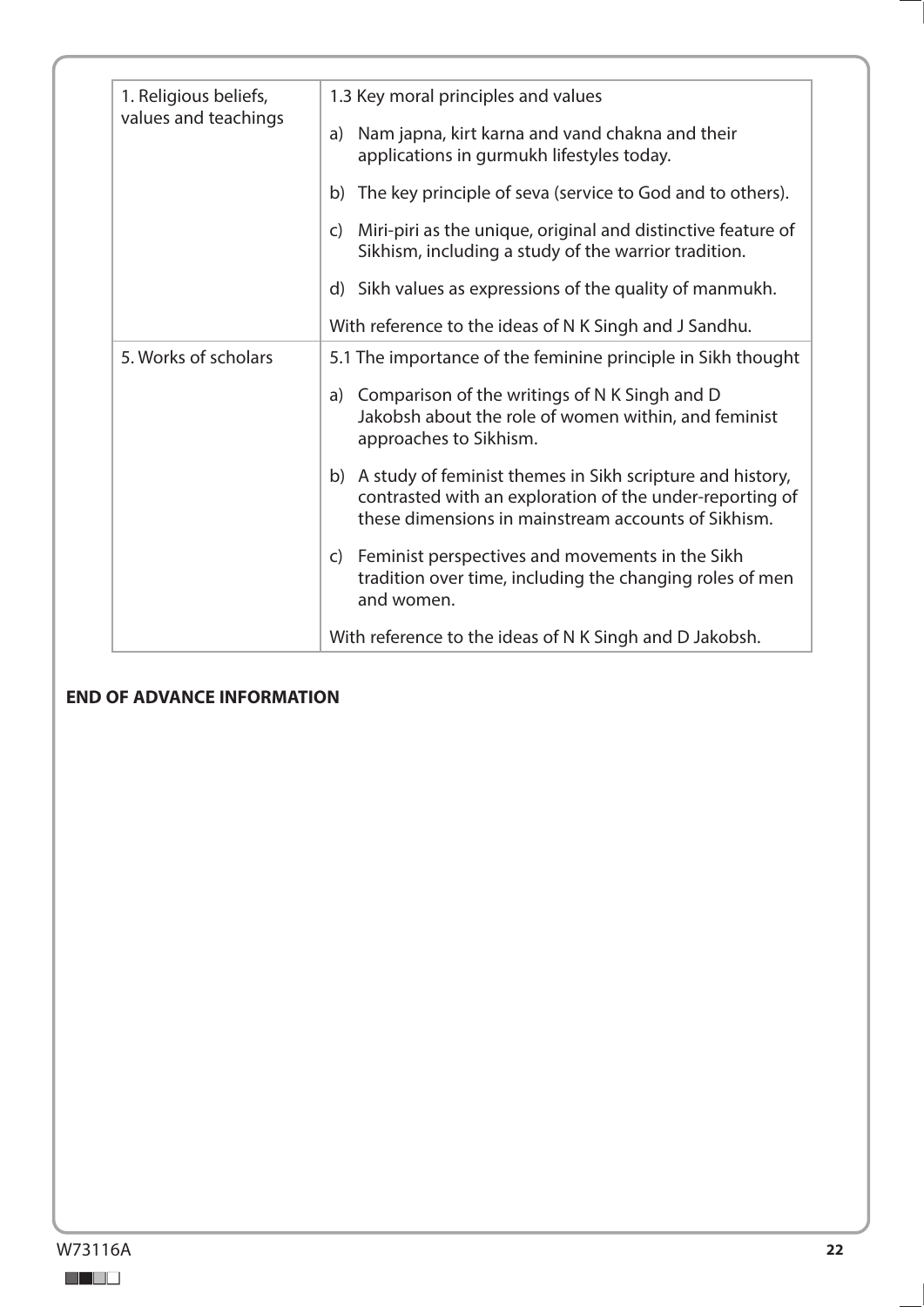| | |
|---|---|
| 1. Religious beliefs, values and teachings | 1.3 Key moral principles and values<br><br>a) Nam japna, kirt karna and vand chakna and their applications in gurmukh lifestyles today.<br><br>b) The key principle of seva (service to God and to others).<br><br>c) Miri-piri as the unique, original and distinctive feature of Sikhism, including a study of the warrior tradition.<br><br>d) Sikh values as expressions of the quality of manmukh.<br><br>With reference to the ideas of N K Singh and J Sandhu. |
| 5. Works of scholars | 5.1 The importance of the feminine principle in Sikh thought<br><br>a) Comparison of the writings of N K Singh and D Jakobsh about the role of women within, and feminist approaches to Sikhism.<br><br>b) A study of feminist themes in Sikh scripture and history, contrasted with an exploration of the under-reporting of these dimensions in mainstream accounts of Sikhism.<br><br>c) Feminist perspectives and movements in the Sikh tradition over time, including the changing roles of men and women.<br><br>With reference to the ideas of N K Singh and D Jakobsh. |

**END OF ADVANCE INFORMATION**

W73116A